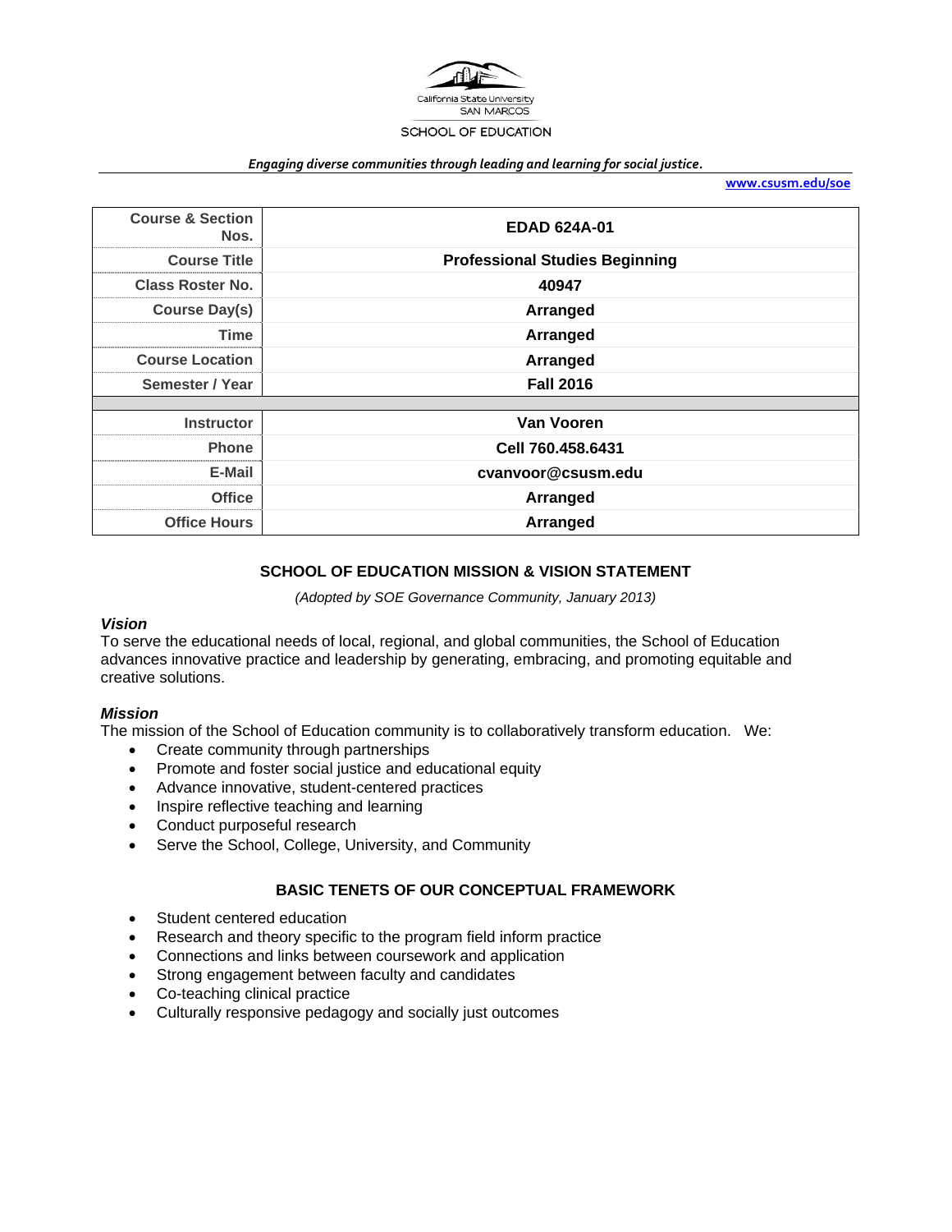California State University
SAN MARCOS
SCHOOL OF EDUCATION

*Engaging diverse communities through leading and learning for social justice.*

**www.csusm.edu/soe**

| | |
|---|---|
| **Course & Section Nos.** | **EDAD 624A-01** |
| **Course Title** | **Professional Studies Beginning** |
| **Class Roster No.** | **40947** |
| **Course Day(s)** | **Arranged** |
| **Time** | **Arranged** |
| **Course Location** | **Arranged** |
| **Semester / Year** | **Fall 2016** |
| | |
| **Instructor** | **Van Vooren** |
| **Phone** | **Cell 760.458.6431** |
| **E-Mail** | **cvanvoor@csusm.edu** |
| **Office** | **Arranged** |
| **Office Hours** | **Arranged** |

## SCHOOL OF EDUCATION MISSION & VISION STATEMENT

*(Adopted by SOE Governance Community, January 2013)*

### *Vision*

To serve the educational needs of local, regional, and global communities, the School of Education advances innovative practice and leadership by generating, embracing, and promoting equitable and creative solutions.

### *Mission*

The mission of the School of Education community is to collaboratively transform education. We:

- Create community through partnerships
- Promote and foster social justice and educational equity
- Advance innovative, student-centered practices
- Inspire reflective teaching and learning
- Conduct purposeful research
- Serve the School, College, University, and Community

## BASIC TENETS OF OUR CONCEPTUAL FRAMEWORK

- Student centered education
- Research and theory specific to the program field inform practice
- Connections and links between coursework and application
- Strong engagement between faculty and candidates
- Co-teaching clinical practice
- Culturally responsive pedagogy and socially just outcomes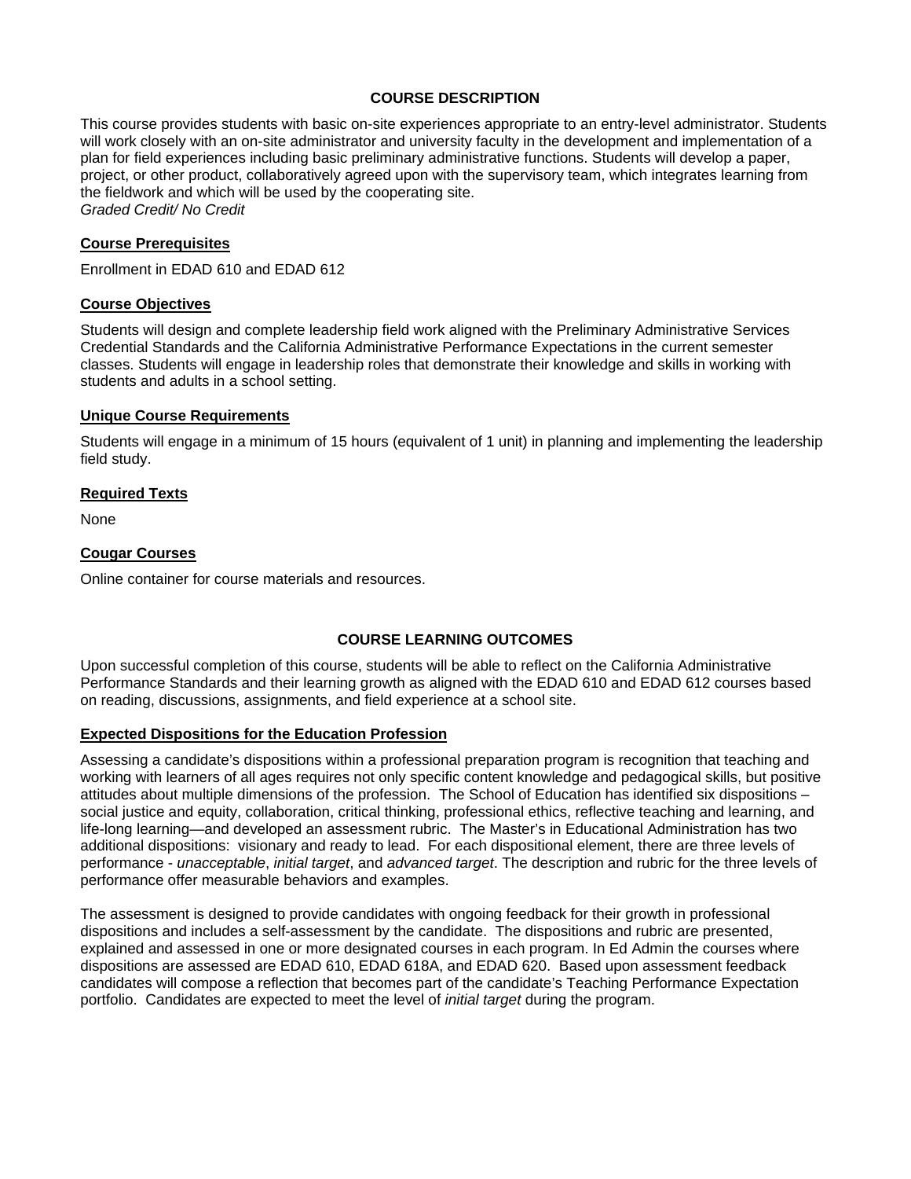## COURSE DESCRIPTION

This course provides students with basic on-site experiences appropriate to an entry-level administrator. Students will work closely with an on-site administrator and university faculty in the development and implementation of a plan for field experiences including basic preliminary administrative functions. Students will develop a paper, project, or other product, collaboratively agreed upon with the supervisory team, which integrates learning from the fieldwork and which will be used by the cooperating site.
*Graded Credit/ No Credit*

### Course Prerequisites

Enrollment in EDAD 610 and EDAD 612

### Course Objectives

Students will design and complete leadership field work aligned with the Preliminary Administrative Services Credential Standards and the California Administrative Performance Expectations in the current semester classes. Students will engage in leadership roles that demonstrate their knowledge and skills in working with students and adults in a school setting.

### Unique Course Requirements

Students will engage in a minimum of 15 hours (equivalent of 1 unit) in planning and implementing the leadership field study.

### Required Texts

None

### Cougar Courses

Online container for course materials and resources.

## COURSE LEARNING OUTCOMES

Upon successful completion of this course, students will be able to reflect on the California Administrative Performance Standards and their learning growth as aligned with the EDAD 610 and EDAD 612 courses based on reading, discussions, assignments, and field experience at a school site.

### Expected Dispositions for the Education Profession

Assessing a candidate's dispositions within a professional preparation program is recognition that teaching and working with learners of all ages requires not only specific content knowledge and pedagogical skills, but positive attitudes about multiple dimensions of the profession. The School of Education has identified six dispositions – social justice and equity, collaboration, critical thinking, professional ethics, reflective teaching and learning, and life-long learning—and developed an assessment rubric. The Master's in Educational Administration has two additional dispositions: visionary and ready to lead. For each dispositional element, there are three levels of performance - *unacceptable*, *initial target*, and *advanced target*. The description and rubric for the three levels of performance offer measurable behaviors and examples.

The assessment is designed to provide candidates with ongoing feedback for their growth in professional dispositions and includes a self-assessment by the candidate. The dispositions and rubric are presented, explained and assessed in one or more designated courses in each program. In Ed Admin the courses where dispositions are assessed are EDAD 610, EDAD 618A, and EDAD 620. Based upon assessment feedback candidates will compose a reflection that becomes part of the candidate's Teaching Performance Expectation portfolio. Candidates are expected to meet the level of *initial target* during the program.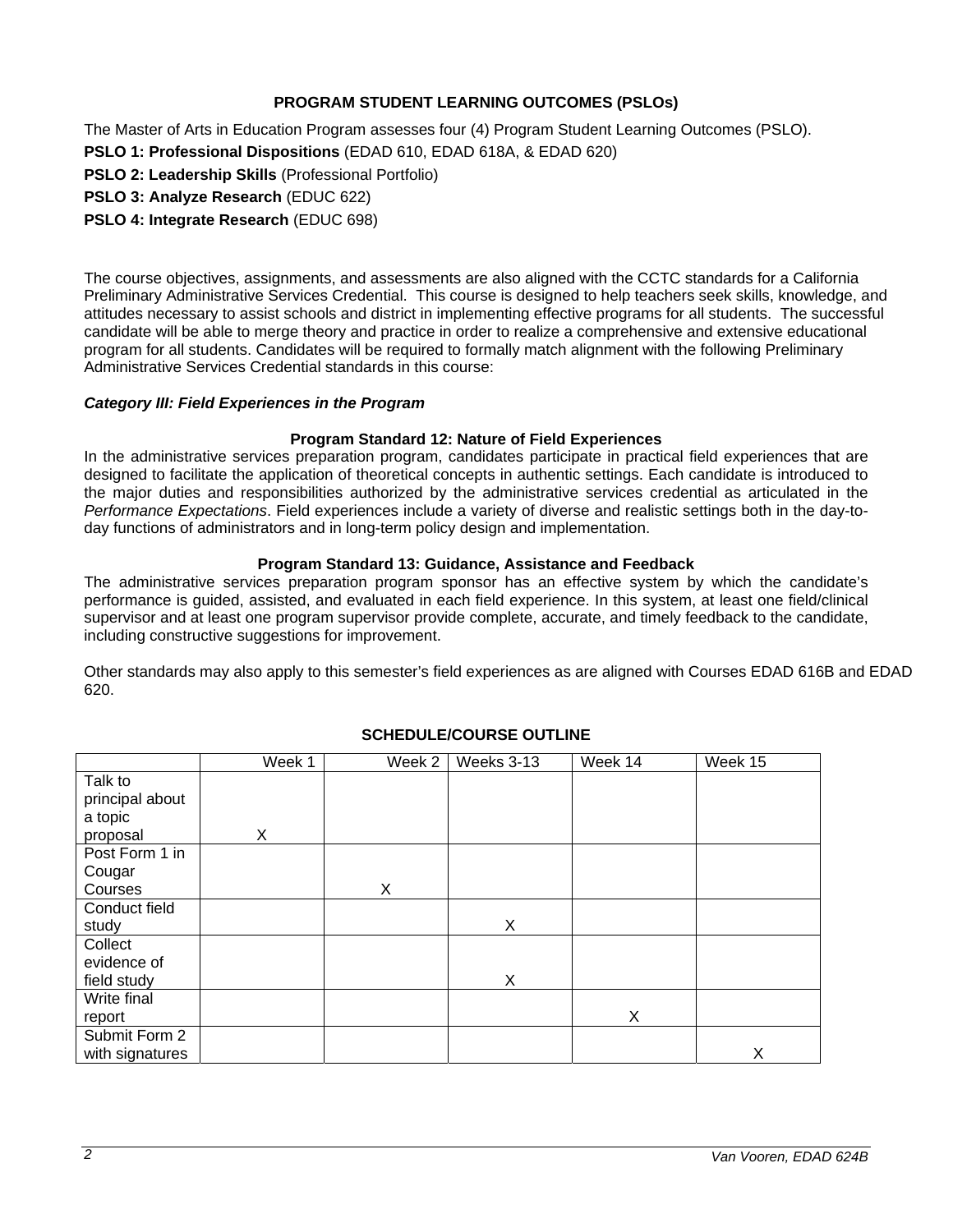## PROGRAM STUDENT LEARNING OUTCOMES (PSLOs)

The Master of Arts in Education Program assesses four (4) Program Student Learning Outcomes (PSLO).

**PSLO 1: Professional Dispositions** (EDAD 610, EDAD 618A, & EDAD 620)

**PSLO 2: Leadership Skills** (Professional Portfolio)

**PSLO 3: Analyze Research** (EDUC 622)

**PSLO 4: Integrate Research** (EDUC 698)

The course objectives, assignments, and assessments are also aligned with the CCTC standards for a California Preliminary Administrative Services Credential. This course is designed to help teachers seek skills, knowledge, and attitudes necessary to assist schools and district in implementing effective programs for all students. The successful candidate will be able to merge theory and practice in order to realize a comprehensive and extensive educational program for all students. Candidates will be required to formally match alignment with the following Preliminary Administrative Services Credential standards in this course:

***Category III: Field Experiences in the Program***

**Program Standard 12: Nature of Field Experiences**

In the administrative services preparation program, candidates participate in practical field experiences that are designed to facilitate the application of theoretical concepts in authentic settings. Each candidate is introduced to the major duties and responsibilities authorized by the administrative services credential as articulated in the *Performance Expectations*. Field experiences include a variety of diverse and realistic settings both in the day-to-day functions of administrators and in long-term policy design and implementation.

**Program Standard 13: Guidance, Assistance and Feedback**

The administrative services preparation program sponsor has an effective system by which the candidate's performance is guided, assisted, and evaluated in each field experience. In this system, at least one field/clinical supervisor and at least one program supervisor provide complete, accurate, and timely feedback to the candidate, including constructive suggestions for improvement.

Other standards may also apply to this semester's field experiences as are aligned with Courses EDAD 616B and EDAD 620.

## SCHEDULE/COURSE OUTLINE

| | Week 1 | Week 2 | Weeks 3-13 | Week 14 | Week 15 |
|---|---|---|---|---|---|
| Talk to principal about a topic proposal | X | | | | |
| Post Form 1 in Cougar Courses | | X | | | |
| Conduct field study | | | X | | |
| Collect evidence of field study | | | X | | |
| Write final report | | | | X | |
| Submit Form 2 with signatures | | | | | X |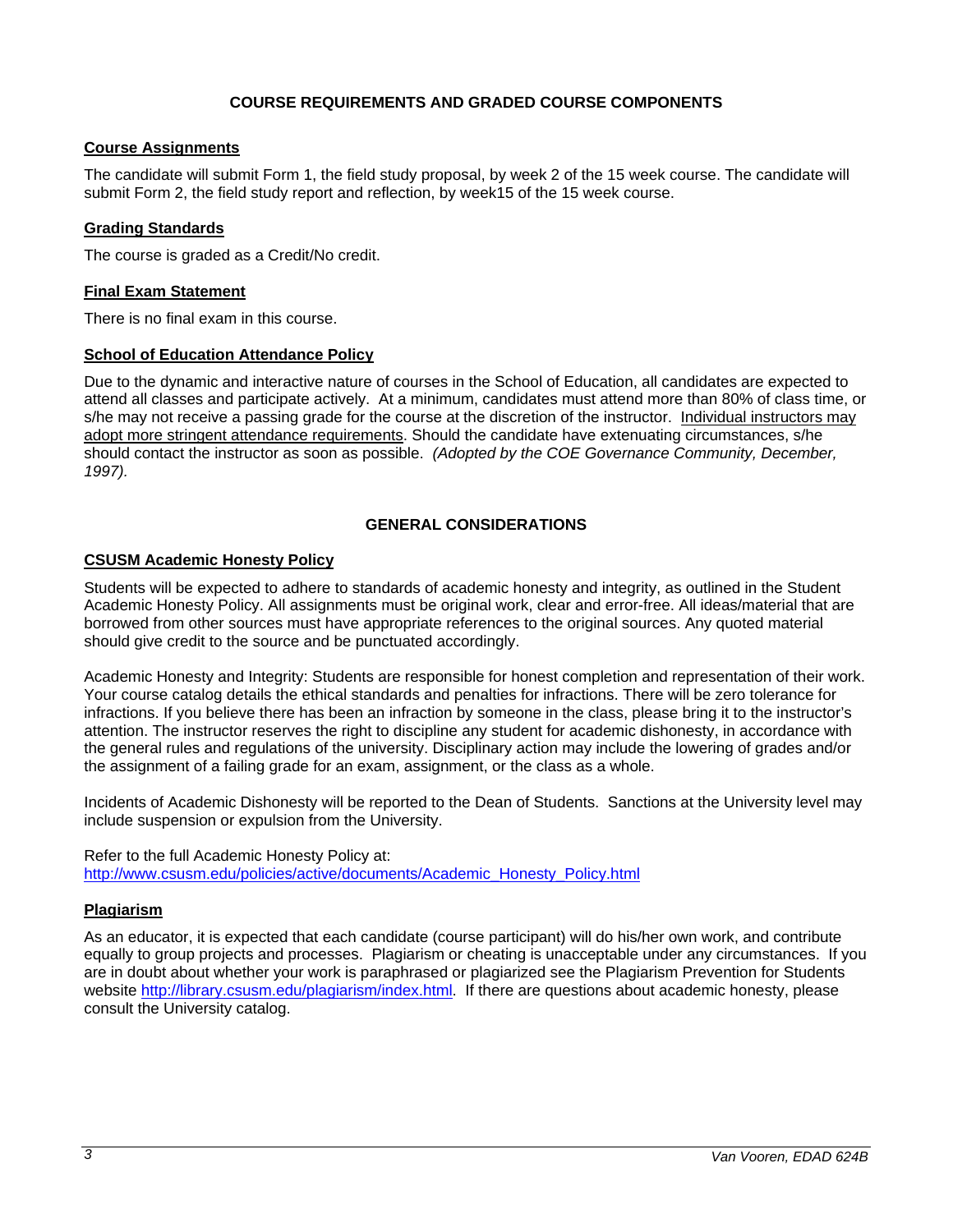## COURSE REQUIREMENTS AND GRADED COURSE COMPONENTS

### Course Assignments

The candidate will submit Form 1, the field study proposal, by week 2 of the 15 week course. The candidate will submit Form 2, the field study report and reflection, by week15 of the 15 week course.

### Grading Standards

The course is graded as a Credit/No credit.

### Final Exam Statement

There is no final exam in this course.

### School of Education Attendance Policy

Due to the dynamic and interactive nature of courses in the School of Education, all candidates are expected to attend all classes and participate actively. At a minimum, candidates must attend more than 80% of class time, or s/he may not receive a passing grade for the course at the discretion of the instructor. Individual instructors may adopt more stringent attendance requirements. Should the candidate have extenuating circumstances, s/he should contact the instructor as soon as possible. *(Adopted by the COE Governance Community, December, 1997).*

## GENERAL CONSIDERATIONS

### CSUSM Academic Honesty Policy

Students will be expected to adhere to standards of academic honesty and integrity, as outlined in the Student Academic Honesty Policy. All assignments must be original work, clear and error-free. All ideas/material that are borrowed from other sources must have appropriate references to the original sources. Any quoted material should give credit to the source and be punctuated accordingly.

Academic Honesty and Integrity: Students are responsible for honest completion and representation of their work. Your course catalog details the ethical standards and penalties for infractions. There will be zero tolerance for infractions. If you believe there has been an infraction by someone in the class, please bring it to the instructor's attention. The instructor reserves the right to discipline any student for academic dishonesty, in accordance with the general rules and regulations of the university. Disciplinary action may include the lowering of grades and/or the assignment of a failing grade for an exam, assignment, or the class as a whole.

Incidents of Academic Dishonesty will be reported to the Dean of Students. Sanctions at the University level may include suspension or expulsion from the University.

Refer to the full Academic Honesty Policy at:
http://www.csusm.edu/policies/active/documents/Academic_Honesty_Policy.html

### Plagiarism

As an educator, it is expected that each candidate (course participant) will do his/her own work, and contribute equally to group projects and processes. Plagiarism or cheating is unacceptable under any circumstances. If you are in doubt about whether your work is paraphrased or plagiarized see the Plagiarism Prevention for Students website http://library.csusm.edu/plagiarism/index.html. If there are questions about academic honesty, please consult the University catalog.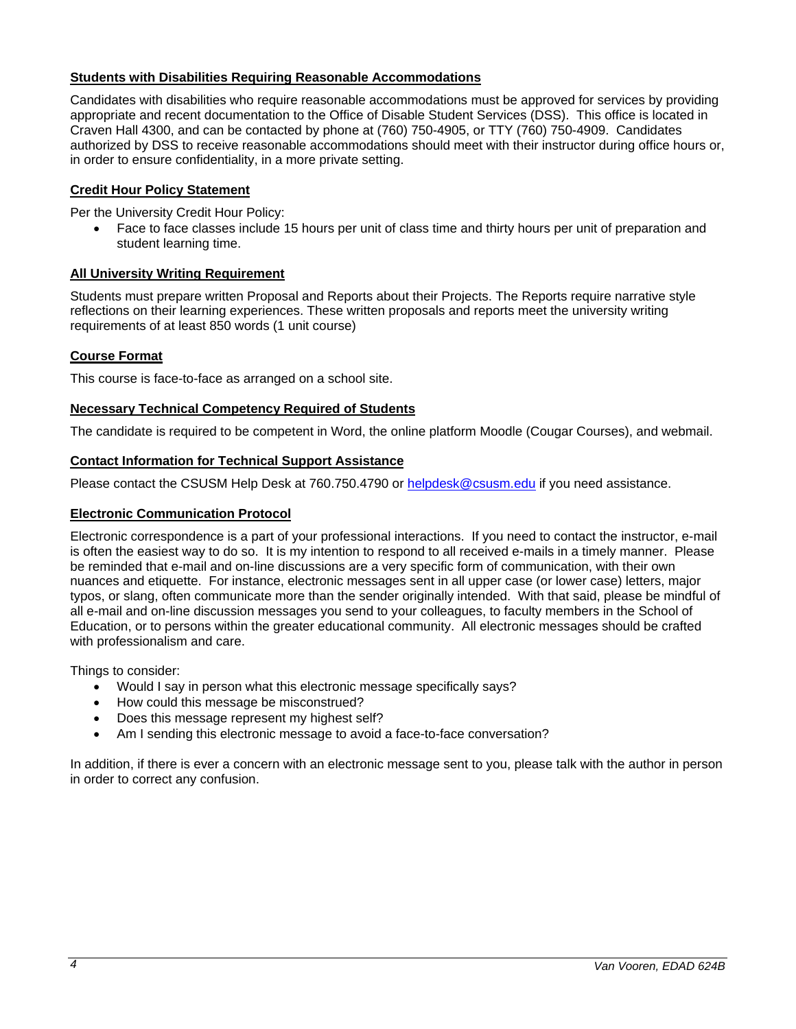**Students with Disabilities Requiring Reasonable Accommodations**

Candidates with disabilities who require reasonable accommodations must be approved for services by providing appropriate and recent documentation to the Office of Disable Student Services (DSS). This office is located in Craven Hall 4300, and can be contacted by phone at (760) 750-4905, or TTY (760) 750-4909. Candidates authorized by DSS to receive reasonable accommodations should meet with their instructor during office hours or, in order to ensure confidentiality, in a more private setting.

**Credit Hour Policy Statement**

Per the University Credit Hour Policy:

- Face to face classes include 15 hours per unit of class time and thirty hours per unit of preparation and student learning time.

**All University Writing Requirement**

Students must prepare written Proposal and Reports about their Projects. The Reports require narrative style reflections on their learning experiences. These written proposals and reports meet the university writing requirements of at least 850 words (1 unit course)

**Course Format**

This course is face-to-face as arranged on a school site.

**Necessary Technical Competency Required of Students**

The candidate is required to be competent in Word, the online platform Moodle (Cougar Courses), and webmail.

**Contact Information for Technical Support Assistance**

Please contact the CSUSM Help Desk at 760.750.4790 or helpdesk@csusm.edu if you need assistance.

**Electronic Communication Protocol**

Electronic correspondence is a part of your professional interactions. If you need to contact the instructor, e-mail is often the easiest way to do so. It is my intention to respond to all received e-mails in a timely manner. Please be reminded that e-mail and on-line discussions are a very specific form of communication, with their own nuances and etiquette. For instance, electronic messages sent in all upper case (or lower case) letters, major typos, or slang, often communicate more than the sender originally intended. With that said, please be mindful of all e-mail and on-line discussion messages you send to your colleagues, to faculty members in the School of Education, or to persons within the greater educational community. All electronic messages should be crafted with professionalism and care.

Things to consider:

- Would I say in person what this electronic message specifically says?
- How could this message be misconstrued?
- Does this message represent my highest self?
- Am I sending this electronic message to avoid a face-to-face conversation?

In addition, if there is ever a concern with an electronic message sent to you, please talk with the author in person in order to correct any confusion.